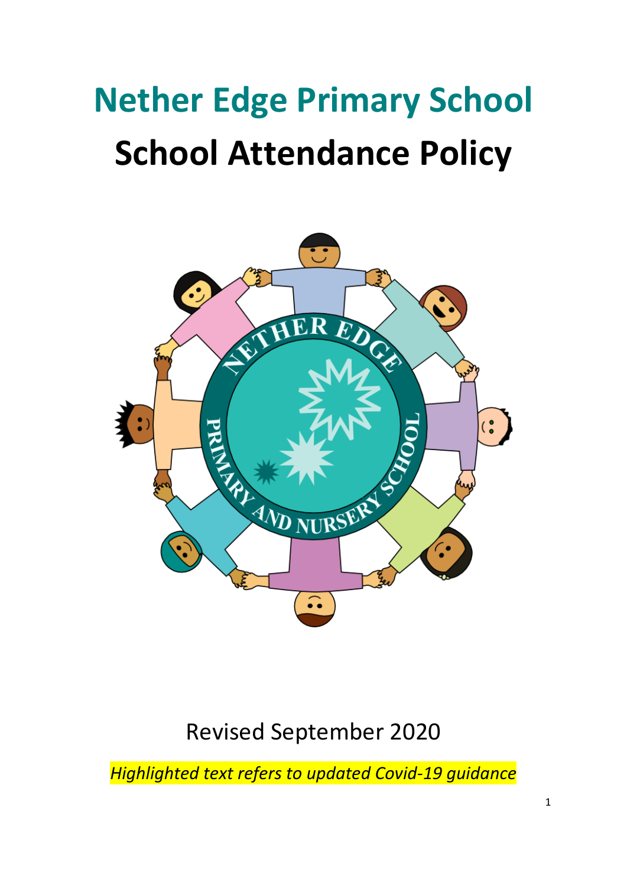# Nether Edge Primary School

# School Attendance Policy

Revised September 2020

*Highlighted text refers to updated Covid-19 guidance*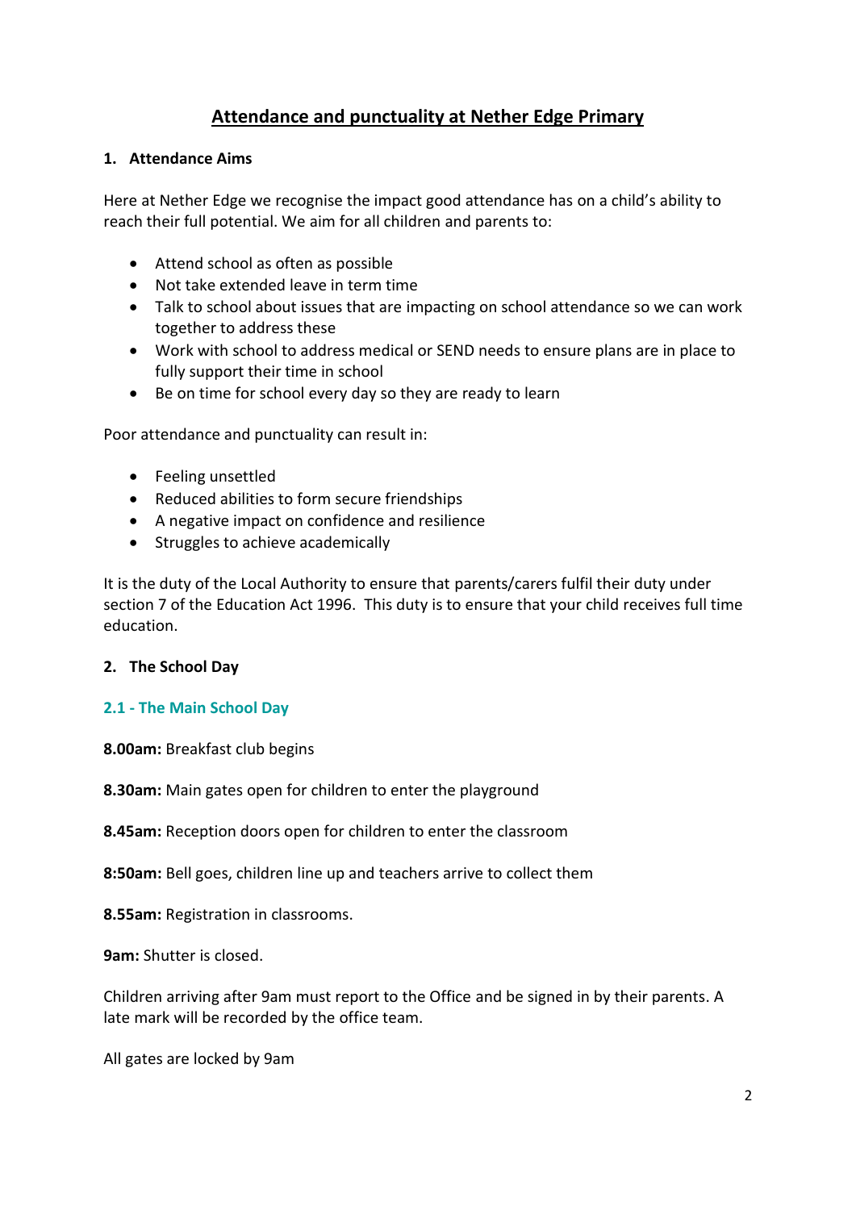# Attendance and punctuality at Nether Edge Primary

## 1. Attendance Aims

Here at Nether Edge we recognise the impact good attendance has on a child's ability to reach their full potential. We aim for all children and parents to:

- Attend school as often as possible
- Not take extended leave in term time
- Talk to school about issues that are impacting on school attendance so we can work together to address these
- Work with school to address medical or SEND needs to ensure plans are in place to fully support their time in school
- Be on time for school every day so they are ready to learn

Poor attendance and punctuality can result in:

- Feeling unsettled
- Reduced abilities to form secure friendships
- A negative impact on confidence and resilience
- Struggles to achieve academically

It is the duty of the Local Authority to ensure that parents/carers fulfil their duty under section 7 of the Education Act 1996. This duty is to ensure that your child receives full time education.

## 2. The School Day

### 2.1 - The Main School Day

**8.00am:** Breakfast club begins

**8.30am:** Main gates open for children to enter the playground

**8.45am:** Reception doors open for children to enter the classroom

**8:50am:** Bell goes, children line up and teachers arrive to collect them

**8.55am:** Registration in classrooms.

**9am:** Shutter is closed.

Children arriving after 9am must report to the Office and be signed in by their parents. A late mark will be recorded by the office team.

All gates are locked by 9am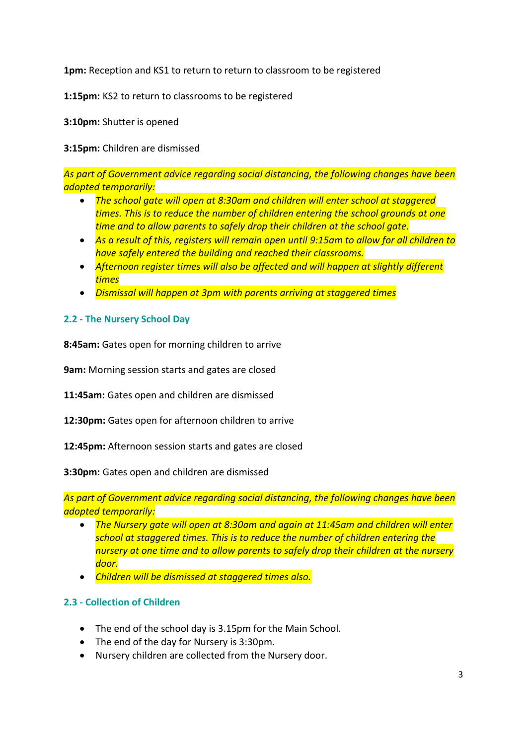**1pm:** Reception and KS1 to return to return to classroom to be registered

**1:15pm:** KS2 to return to classrooms to be registered

**3:10pm:** Shutter is opened

**3:15pm:** Children are dismissed

*As part of Government advice regarding social distancing, the following changes have been adopted temporarily:*

- *The school gate will open at 8:30am and children will enter school at staggered times. This is to reduce the number of children entering the school grounds at one time and to allow parents to safely drop their children at the school gate.*
- *As a result of this, registers will remain open until 9:15am to allow for all children to have safely entered the building and reached their classrooms.*
- *Afternoon register times will also be affected and will happen at slightly different times*
- *Dismissal will happen at 3pm with parents arriving at staggered times*

### 2.2 - The Nursery School Day

**8:45am:** Gates open for morning children to arrive

**9am:** Morning session starts and gates are closed

**11:45am:** Gates open and children are dismissed

**12:30pm:** Gates open for afternoon children to arrive

**12:45pm:** Afternoon session starts and gates are closed

**3:30pm:** Gates open and children are dismissed

*As part of Government advice regarding social distancing, the following changes have been adopted temporarily:*

- *The Nursery gate will open at 8:30am and again at 11:45am and children will enter school at staggered times. This is to reduce the number of children entering the nursery at one time and to allow parents to safely drop their children at the nursery door.*
- *Children will be dismissed at staggered times also.*

### 2.3 - Collection of Children

- The end of the school day is 3.15pm for the Main School.
- The end of the day for Nursery is 3:30pm.
- Nursery children are collected from the Nursery door.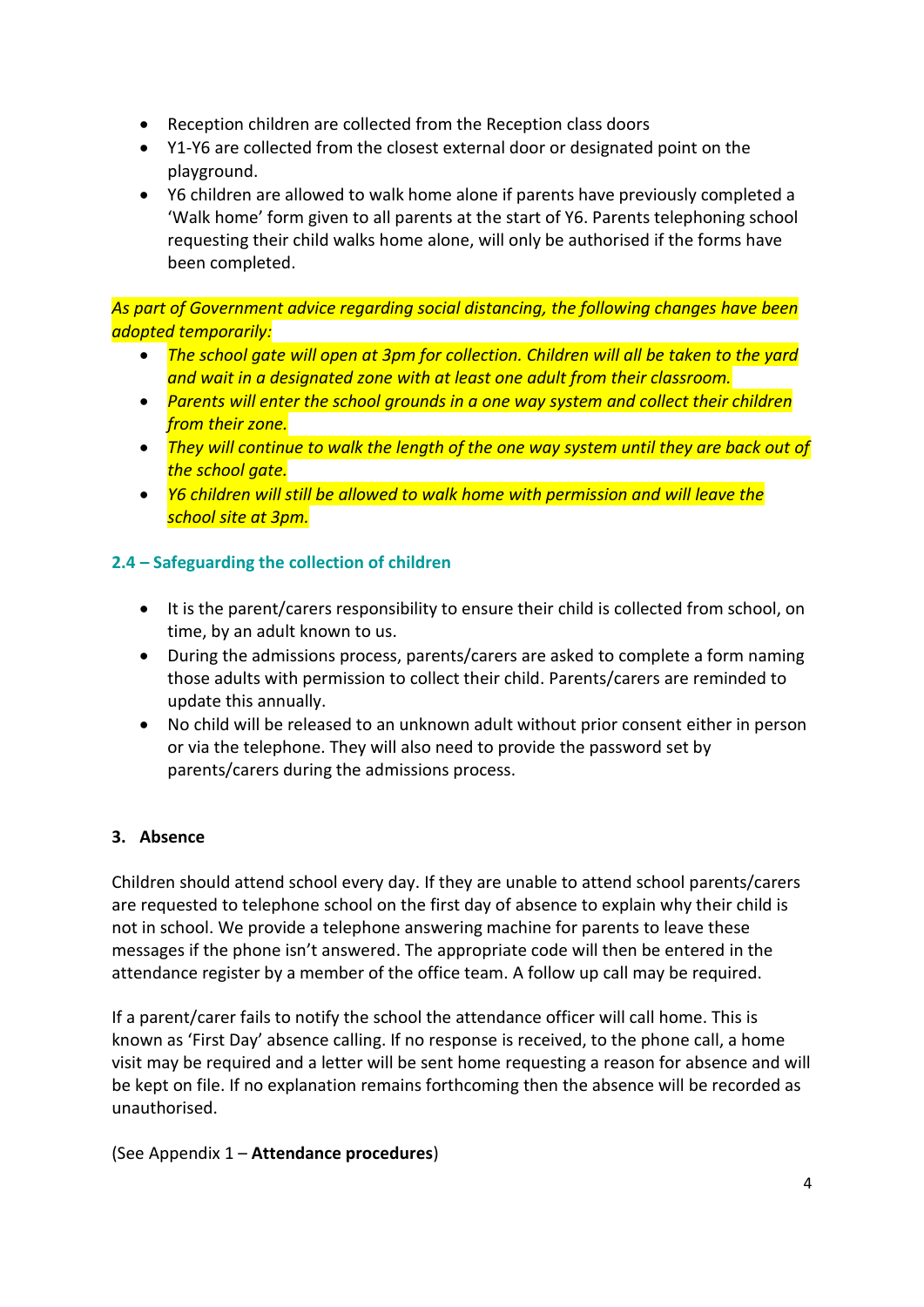- Reception children are collected from the Reception class doors
- Y1-Y6 are collected from the closest external door or designated point on the playground.
- Y6 children are allowed to walk home alone if parents have previously completed a 'Walk home' form given to all parents at the start of Y6. Parents telephoning school requesting their child walks home alone, will only be authorised if the forms have been completed.

*As part of Government advice regarding social distancing, the following changes have been adopted temporarily:*

- *The school gate will open at 3pm for collection. Children will all be taken to the yard and wait in a designated zone with at least one adult from their classroom.*
- *Parents will enter the school grounds in a one way system and collect their children from their zone.*
- *They will continue to walk the length of the one way system until they are back out of the school gate.*
- *Y6 children will still be allowed to walk home with permission and will leave the school site at 3pm.*

### 2.4 – Safeguarding the collection of children

- It is the parent/carers responsibility to ensure their child is collected from school, on time, by an adult known to us.
- During the admissions process, parents/carers are asked to complete a form naming those adults with permission to collect their child. Parents/carers are reminded to update this annually.
- No child will be released to an unknown adult without prior consent either in person or via the telephone. They will also need to provide the password set by parents/carers during the admissions process.

## 3. Absence

Children should attend school every day. If they are unable to attend school parents/carers are requested to telephone school on the first day of absence to explain why their child is not in school. We provide a telephone answering machine for parents to leave these messages if the phone isn't answered. The appropriate code will then be entered in the attendance register by a member of the office team. A follow up call may be required.

If a parent/carer fails to notify the school the attendance officer will call home. This is known as 'First Day' absence calling. If no response is received, to the phone call, a home visit may be required and a letter will be sent home requesting a reason for absence and will be kept on file. If no explanation remains forthcoming then the absence will be recorded as unauthorised.

(See Appendix 1 – **Attendance procedures**)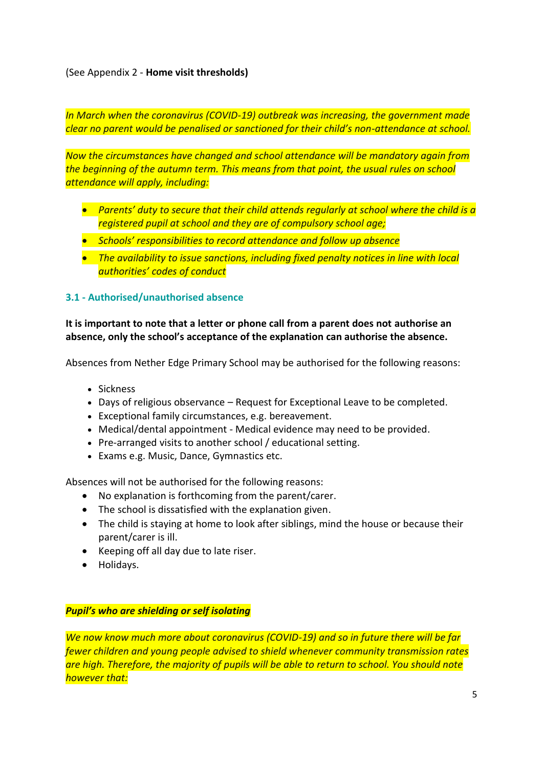(See Appendix 2 - **Home visit thresholds)**

*In March when the coronavirus (COVID-19) outbreak was increasing, the government made clear no parent would be penalised or sanctioned for their child's non-attendance at school.*

*Now the circumstances have changed and school attendance will be mandatory again from the beginning of the autumn term. This means from that point, the usual rules on school attendance will apply, including:*

- *Parents' duty to secure that their child attends regularly at school where the child is a registered pupil at school and they are of compulsory school age;*
- *Schools' responsibilities to record attendance and follow up absence*
- *The availability to issue sanctions, including fixed penalty notices in line with local authorities' codes of conduct*

### 3.1 - Authorised/unauthorised absence

**It is important to note that a letter or phone call from a parent does not authorise an absence, only the school's acceptance of the explanation can authorise the absence.**

Absences from Nether Edge Primary School may be authorised for the following reasons:

- Sickness
- Days of religious observance – Request for Exceptional Leave to be completed.
- Exceptional family circumstances, e.g. bereavement.
- Medical/dental appointment - Medical evidence may need to be provided.
- Pre-arranged visits to another school / educational setting.
- Exams e.g. Music, Dance, Gymnastics etc.

Absences will not be authorised for the following reasons:

- No explanation is forthcoming from the parent/carer.
- The school is dissatisfied with the explanation given.
- The child is staying at home to look after siblings, mind the house or because their parent/carer is ill.
- Keeping off all day due to late riser.
- Holidays.

***Pupil's who are shielding or self isolating***

*We now know much more about coronavirus (COVID-19) and so in future there will be far fewer children and young people advised to shield whenever community transmission rates are high. Therefore, the majority of pupils will be able to return to school. You should note however that:*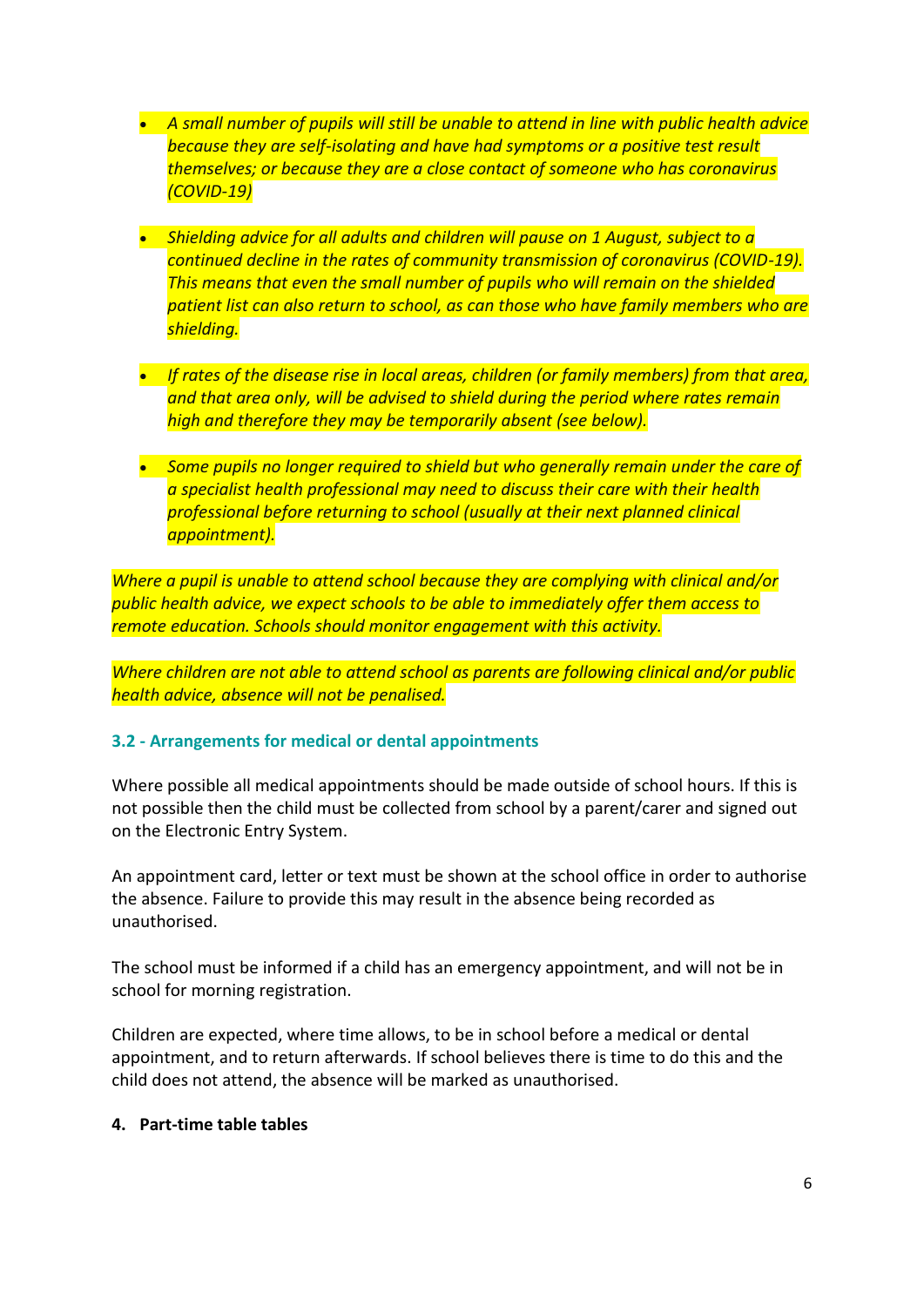- *A small number of pupils will still be unable to attend in line with public health advice because they are self-isolating and have had symptoms or a positive test result themselves; or because they are a close contact of someone who has coronavirus (COVID-19)*

- *Shielding advice for all adults and children will pause on 1 August, subject to a continued decline in the rates of community transmission of coronavirus (COVID-19). This means that even the small number of pupils who will remain on the shielded patient list can also return to school, as can those who have family members who are shielding.*

- *If rates of the disease rise in local areas, children (or family members) from that area, and that area only, will be advised to shield during the period where rates remain high and therefore they may be temporarily absent (see below).*

- *Some pupils no longer required to shield but who generally remain under the care of a specialist health professional may need to discuss their care with their health professional before returning to school (usually at their next planned clinical appointment).*

*Where a pupil is unable to attend school because they are complying with clinical and/or public health advice, we expect schools to be able to immediately offer them access to remote education. Schools should monitor engagement with this activity.*

*Where children are not able to attend school as parents are following clinical and/or public health advice, absence will not be penalised.*

### 3.2 - Arrangements for medical or dental appointments

Where possible all medical appointments should be made outside of school hours. If this is not possible then the child must be collected from school by a parent/carer and signed out on the Electronic Entry System.

An appointment card, letter or text must be shown at the school office in order to authorise the absence. Failure to provide this may result in the absence being recorded as unauthorised.

The school must be informed if a child has an emergency appointment, and will not be in school for morning registration.

Children are expected, where time allows, to be in school before a medical or dental appointment, and to return afterwards. If school believes there is time to do this and the child does not attend, the absence will be marked as unauthorised.

## 4. Part-time table tables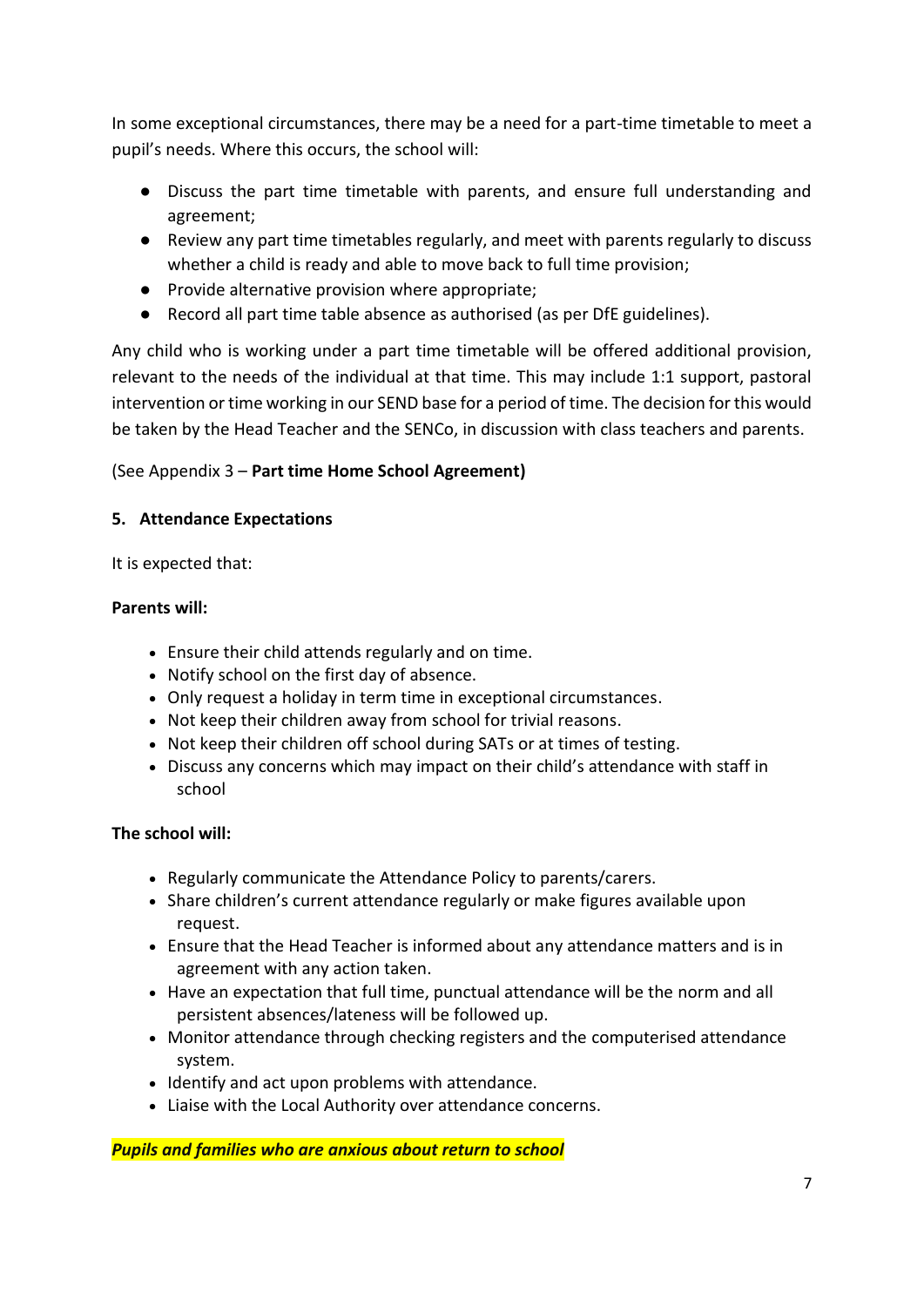In some exceptional circumstances, there may be a need for a part-time timetable to meet a pupil's needs. Where this occurs, the school will:

- Discuss the part time timetable with parents, and ensure full understanding and agreement;
- Review any part time timetables regularly, and meet with parents regularly to discuss whether a child is ready and able to move back to full time provision;
- Provide alternative provision where appropriate;
- Record all part time table absence as authorised (as per DfE guidelines).

Any child who is working under a part time timetable will be offered additional provision, relevant to the needs of the individual at that time. This may include 1:1 support, pastoral intervention or time working in our SEND base for a period of time. The decision for this would be taken by the Head Teacher and the SENCo, in discussion with class teachers and parents.

(See Appendix 3 – **Part time Home School Agreement)**

## 5. Attendance Expectations

It is expected that:

**Parents will:**

- Ensure their child attends regularly and on time.
- Notify school on the first day of absence.
- Only request a holiday in term time in exceptional circumstances.
- Not keep their children away from school for trivial reasons.
- Not keep their children off school during SATs or at times of testing.
- Discuss any concerns which may impact on their child's attendance with staff in school

**The school will:**

- Regularly communicate the Attendance Policy to parents/carers.
- Share children's current attendance regularly or make figures available upon request.
- Ensure that the Head Teacher is informed about any attendance matters and is in agreement with any action taken.
- Have an expectation that full time, punctual attendance will be the norm and all persistent absences/lateness will be followed up.
- Monitor attendance through checking registers and the computerised attendance system.
- Identify and act upon problems with attendance.
- Liaise with the Local Authority over attendance concerns.

***Pupils and families who are anxious about return to school***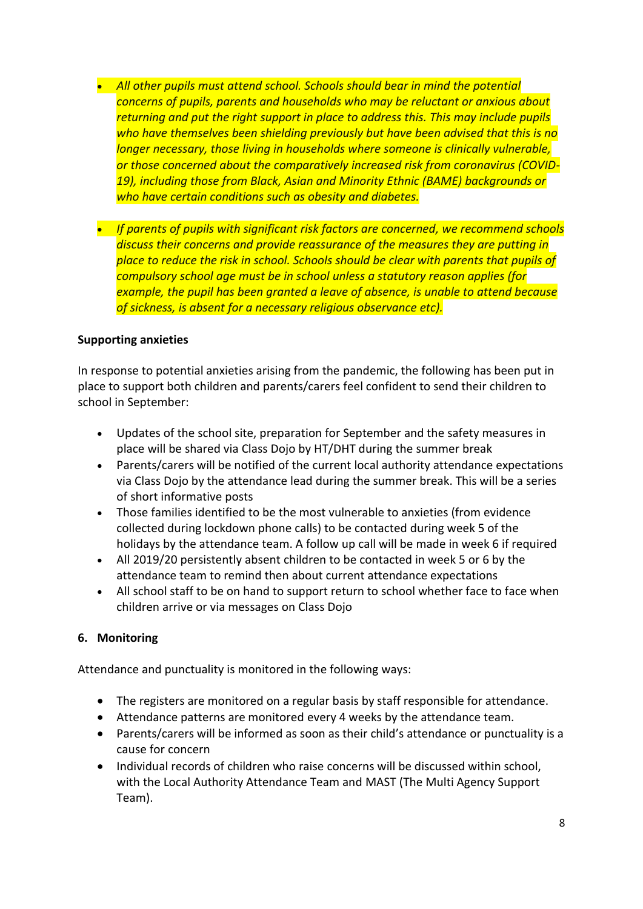- *All other pupils must attend school. Schools should bear in mind the potential concerns of pupils, parents and households who may be reluctant or anxious about returning and put the right support in place to address this. This may include pupils who have themselves been shielding previously but have been advised that this is no longer necessary, those living in households where someone is clinically vulnerable, or those concerned about the comparatively increased risk from coronavirus (COVID-19), including those from Black, Asian and Minority Ethnic (BAME) backgrounds or who have certain conditions such as obesity and diabetes.*

- *If parents of pupils with significant risk factors are concerned, we recommend schools discuss their concerns and provide reassurance of the measures they are putting in place to reduce the risk in school. Schools should be clear with parents that pupils of compulsory school age must be in school unless a statutory reason applies (for example, the pupil has been granted a leave of absence, is unable to attend because of sickness, is absent for a necessary religious observance etc).*

**Supporting anxieties**

In response to potential anxieties arising from the pandemic, the following has been put in place to support both children and parents/carers feel confident to send their children to school in September:

- Updates of the school site, preparation for September and the safety measures in place will be shared via Class Dojo by HT/DHT during the summer break
- Parents/carers will be notified of the current local authority attendance expectations via Class Dojo by the attendance lead during the summer break. This will be a series of short informative posts
- Those families identified to be the most vulnerable to anxieties (from evidence collected during lockdown phone calls) to be contacted during week 5 of the holidays by the attendance team. A follow up call will be made in week 6 if required
- All 2019/20 persistently absent children to be contacted in week 5 or 6 by the attendance team to remind then about current attendance expectations
- All school staff to be on hand to support return to school whether face to face when children arrive or via messages on Class Dojo

## 6. Monitoring

Attendance and punctuality is monitored in the following ways:

- The registers are monitored on a regular basis by staff responsible for attendance.
- Attendance patterns are monitored every 4 weeks by the attendance team.
- Parents/carers will be informed as soon as their child's attendance or punctuality is a cause for concern
- Individual records of children who raise concerns will be discussed within school, with the Local Authority Attendance Team and MAST (The Multi Agency Support Team).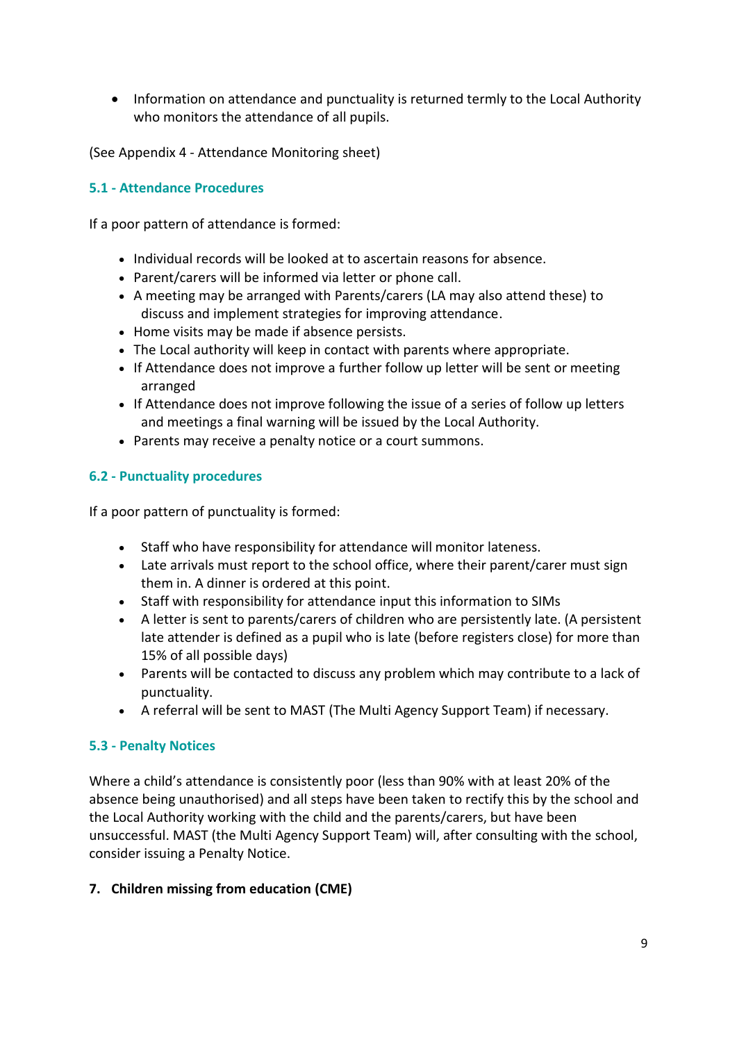- Information on attendance and punctuality is returned termly to the Local Authority who monitors the attendance of all pupils.

(See Appendix 4 - Attendance Monitoring sheet)

### 5.1 - Attendance Procedures

If a poor pattern of attendance is formed:

- Individual records will be looked at to ascertain reasons for absence.
- Parent/carers will be informed via letter or phone call.
- A meeting may be arranged with Parents/carers (LA may also attend these) to discuss and implement strategies for improving attendance.
- Home visits may be made if absence persists.
- The Local authority will keep in contact with parents where appropriate.
- If Attendance does not improve a further follow up letter will be sent or meeting arranged
- If Attendance does not improve following the issue of a series of follow up letters and meetings a final warning will be issued by the Local Authority.
- Parents may receive a penalty notice or a court summons.

### 6.2 - Punctuality procedures

If a poor pattern of punctuality is formed:

- Staff who have responsibility for attendance will monitor lateness.
- Late arrivals must report to the school office, where their parent/carer must sign them in. A dinner is ordered at this point.
- Staff with responsibility for attendance input this information to SIMs
- A letter is sent to parents/carers of children who are persistently late. (A persistent late attender is defined as a pupil who is late (before registers close) for more than 15% of all possible days)
- Parents will be contacted to discuss any problem which may contribute to a lack of punctuality.
- A referral will be sent to MAST (The Multi Agency Support Team) if necessary.

### 5.3 - Penalty Notices

Where a child's attendance is consistently poor (less than 90% with at least 20% of the absence being unauthorised) and all steps have been taken to rectify this by the school and the Local Authority working with the child and the parents/carers, but have been unsuccessful. MAST (the Multi Agency Support Team) will, after consulting with the school, consider issuing a Penalty Notice.

## 7. Children missing from education (CME)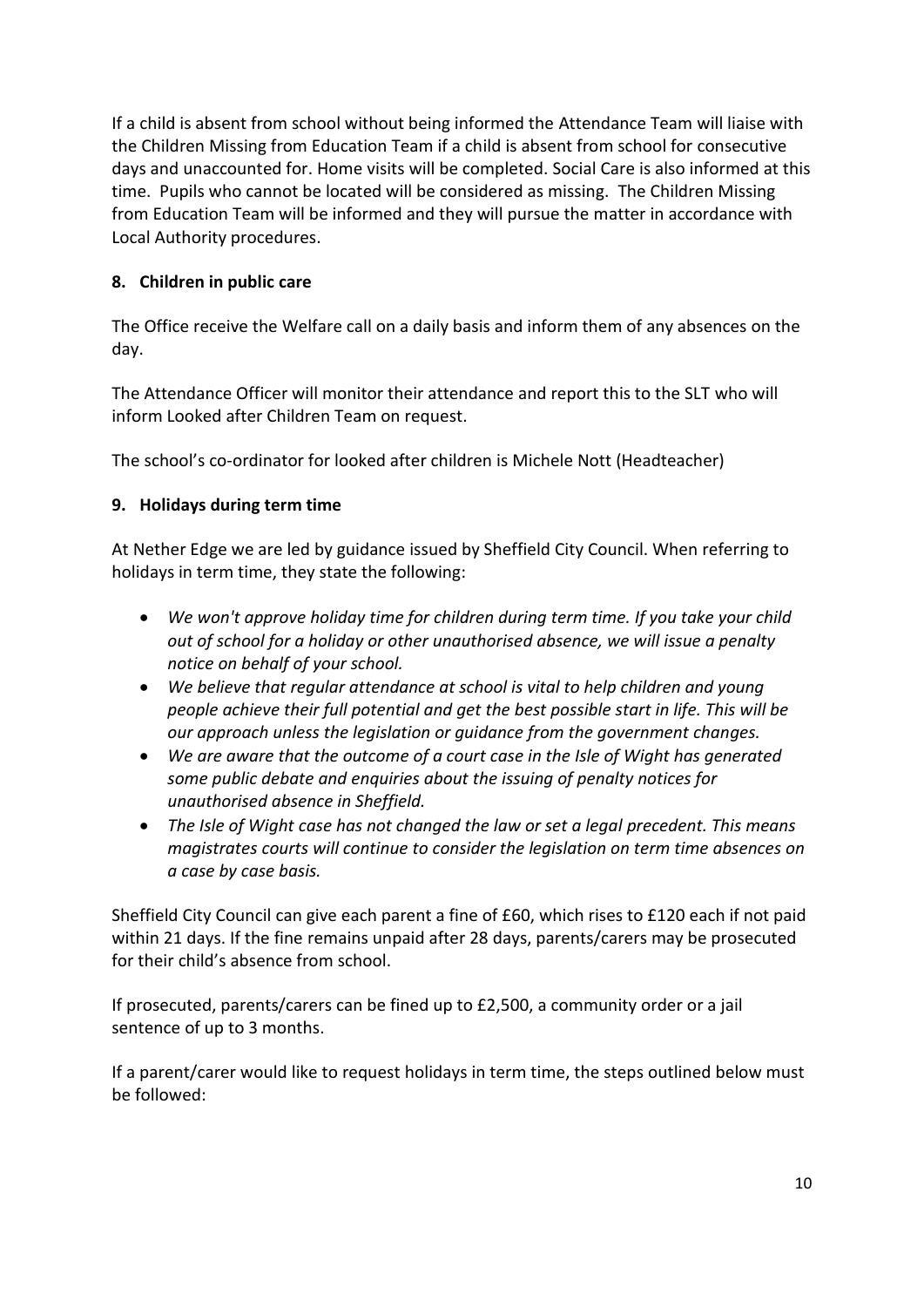If a child is absent from school without being informed the Attendance Team will liaise with the Children Missing from Education Team if a child is absent from school for consecutive days and unaccounted for. Home visits will be completed. Social Care is also informed at this time. Pupils who cannot be located will be considered as missing. The Children Missing from Education Team will be informed and they will pursue the matter in accordance with Local Authority procedures.

## 8. Children in public care

The Office receive the Welfare call on a daily basis and inform them of any absences on the day.

The Attendance Officer will monitor their attendance and report this to the SLT who will inform Looked after Children Team on request.

The school's co-ordinator for looked after children is Michele Nott (Headteacher)

## 9. Holidays during term time

At Nether Edge we are led by guidance issued by Sheffield City Council. When referring to holidays in term time, they state the following:

- *We won't approve holiday time for children during term time. If you take your child out of school for a holiday or other unauthorised absence, we will issue a penalty notice on behalf of your school.*
- *We believe that regular attendance at school is vital to help children and young people achieve their full potential and get the best possible start in life. This will be our approach unless the legislation or guidance from the government changes.*
- *We are aware that the outcome of a court case in the Isle of Wight has generated some public debate and enquiries about the issuing of penalty notices for unauthorised absence in Sheffield.*
- *The Isle of Wight case has not changed the law or set a legal precedent. This means magistrates courts will continue to consider the legislation on term time absences on a case by case basis.*

Sheffield City Council can give each parent a fine of £60, which rises to £120 each if not paid within 21 days. If the fine remains unpaid after 28 days, parents/carers may be prosecuted for their child's absence from school.

If prosecuted, parents/carers can be fined up to £2,500, a community order or a jail sentence of up to 3 months.

If a parent/carer would like to request holidays in term time, the steps outlined below must be followed: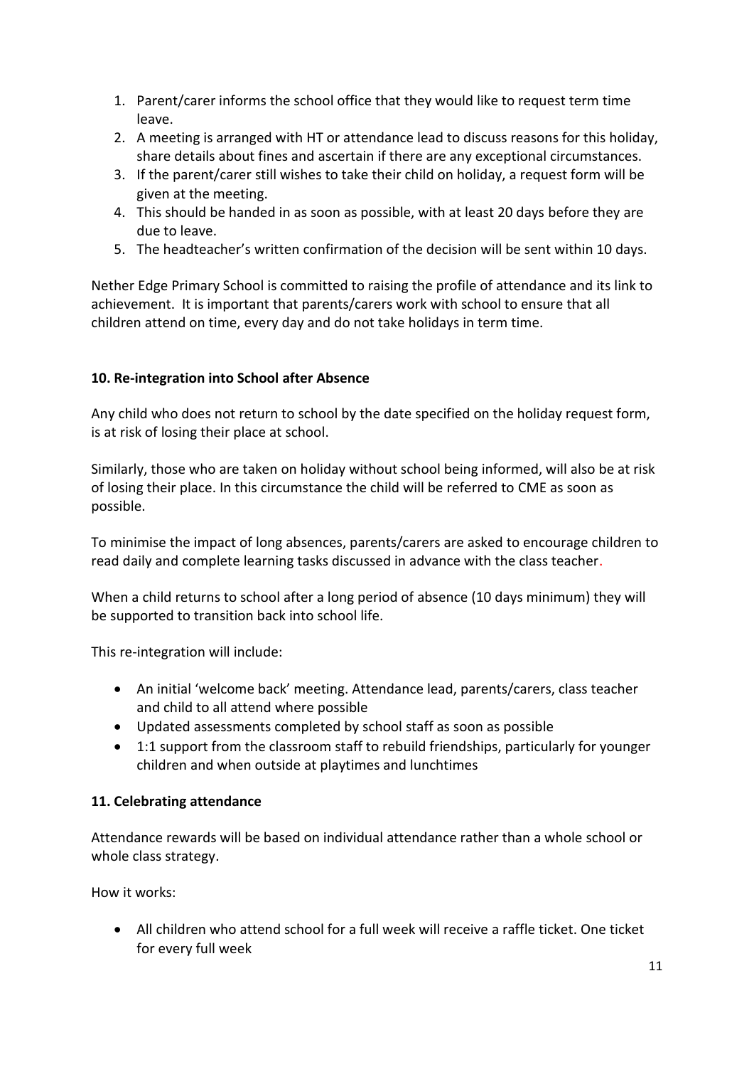1. Parent/carer informs the school office that they would like to request term time leave.
2. A meeting is arranged with HT or attendance lead to discuss reasons for this holiday, share details about fines and ascertain if there are any exceptional circumstances.
3. If the parent/carer still wishes to take their child on holiday, a request form will be given at the meeting.
4. This should be handed in as soon as possible, with at least 20 days before they are due to leave.
5. The headteacher's written confirmation of the decision will be sent within 10 days.

Nether Edge Primary School is committed to raising the profile of attendance and its link to achievement. It is important that parents/carers work with school to ensure that all children attend on time, every day and do not take holidays in term time.

### 10. Re-integration into School after Absence

Any child who does not return to school by the date specified on the holiday request form, is at risk of losing their place at school.

Similarly, those who are taken on holiday without school being informed, will also be at risk of losing their place. In this circumstance the child will be referred to CME as soon as possible.

To minimise the impact of long absences, parents/carers are asked to encourage children to read daily and complete learning tasks discussed in advance with the class teacher.

When a child returns to school after a long period of absence (10 days minimum) they will be supported to transition back into school life.

This re-integration will include:

- An initial 'welcome back' meeting. Attendance lead, parents/carers, class teacher and child to all attend where possible
- Updated assessments completed by school staff as soon as possible
- 1:1 support from the classroom staff to rebuild friendships, particularly for younger children and when outside at playtimes and lunchtimes

### 11. Celebrating attendance

Attendance rewards will be based on individual attendance rather than a whole school or whole class strategy.

How it works:

- All children who attend school for a full week will receive a raffle ticket. One ticket for every full week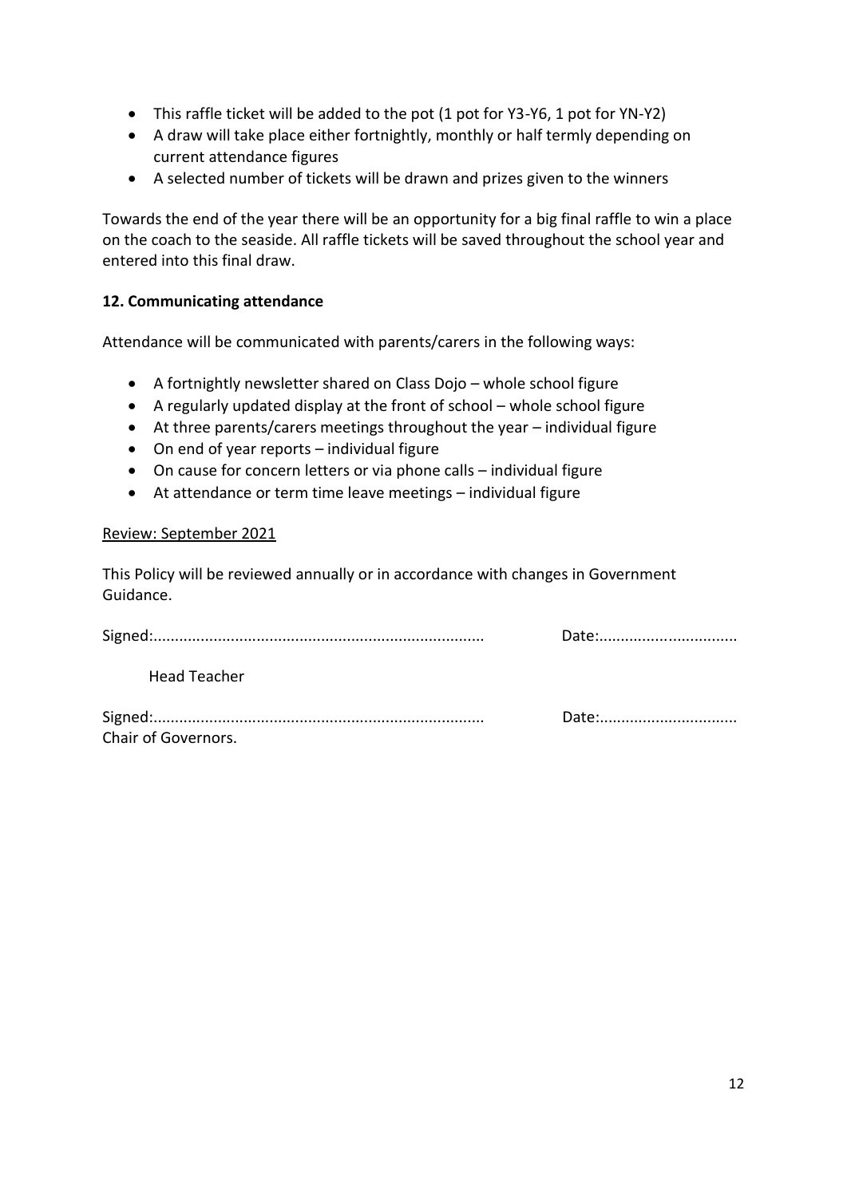- This raffle ticket will be added to the pot (1 pot for Y3-Y6, 1 pot for YN-Y2)
- A draw will take place either fortnightly, monthly or half termly depending on current attendance figures
- A selected number of tickets will be drawn and prizes given to the winners

Towards the end of the year there will be an opportunity for a big final raffle to win a place on the coach to the seaside. All raffle tickets will be saved throughout the school year and entered into this final draw.

**12. Communicating attendance**

Attendance will be communicated with parents/carers in the following ways:

- A fortnightly newsletter shared on Class Dojo – whole school figure
- A regularly updated display at the front of school – whole school figure
- At three parents/carers meetings throughout the year – individual figure
- On end of year reports – individual figure
- On cause for concern letters or via phone calls – individual figure
- At attendance or term time leave meetings – individual figure

<u>Review: September 2021</u>

This Policy will be reviewed annually or in accordance with changes in Government Guidance.

Signed:............................................................................ Date:................................

Head Teacher

Signed:............................................................................ Date:...............................

Chair of Governors.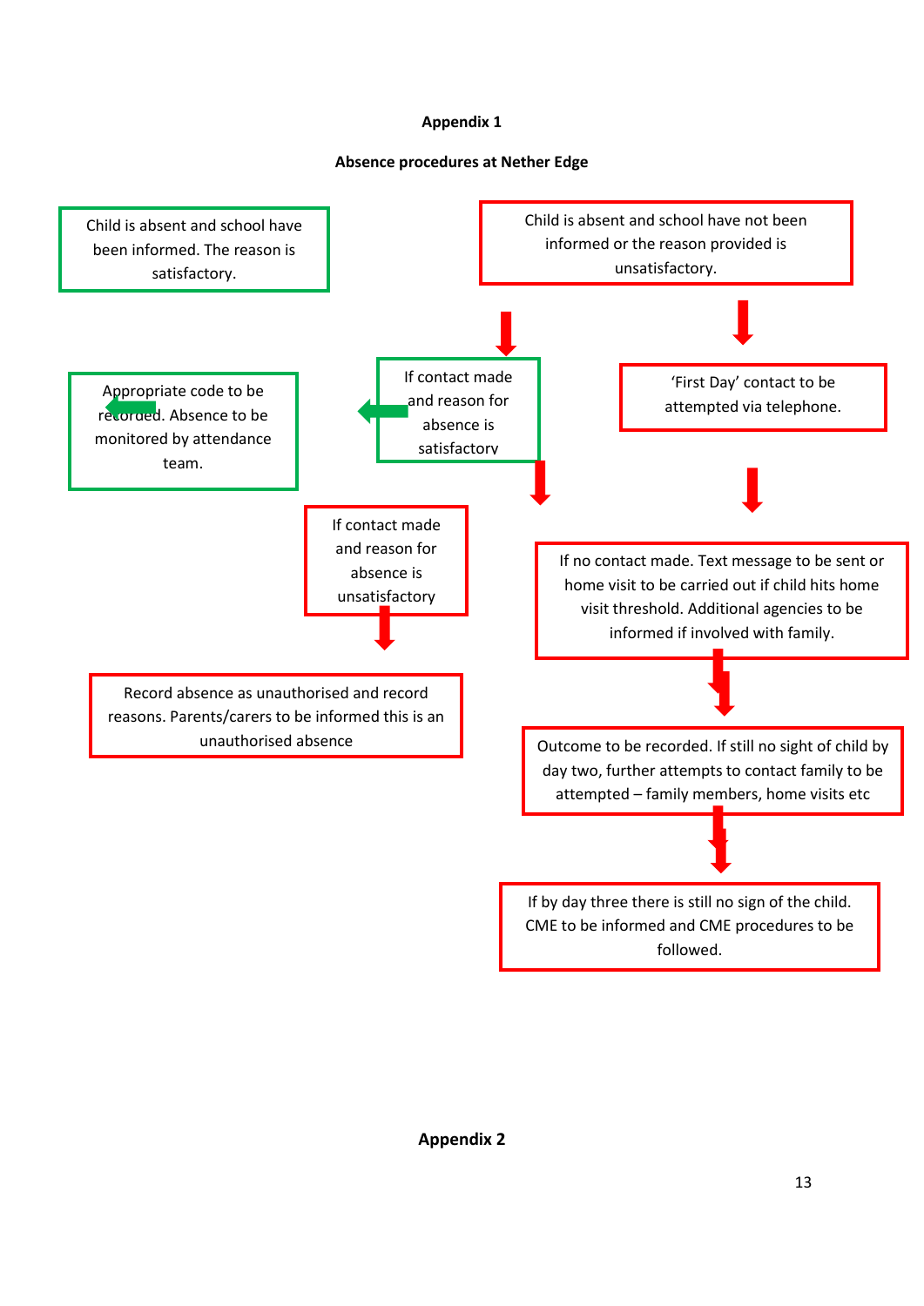**Appendix 1**

**Absence procedures at Nether Edge**

Child is absent and school have been informed. The reason is satisfactory.

Appropriate code to be recorded. Absence to be monitored by attendance team.

Child is absent and school have not been informed or the reason provided is unsatisfactory.

If contact made and reason for absence is satisfactory

'First Day' contact to be attempted via telephone.

If contact made and reason for absence is unsatisfactory

Record absence as unauthorised and record reasons. Parents/carers to be informed this is an unauthorised absence

If no contact made. Text message to be sent or home visit to be carried out if child hits home visit threshold. Additional agencies to be informed if involved with family.

Outcome to be recorded. If still no sight of child by day two, further attempts to contact family to be attempted – family members, home visits etc

If by day three there is still no sign of the child. CME to be informed and CME procedures to be followed.

**Appendix 2**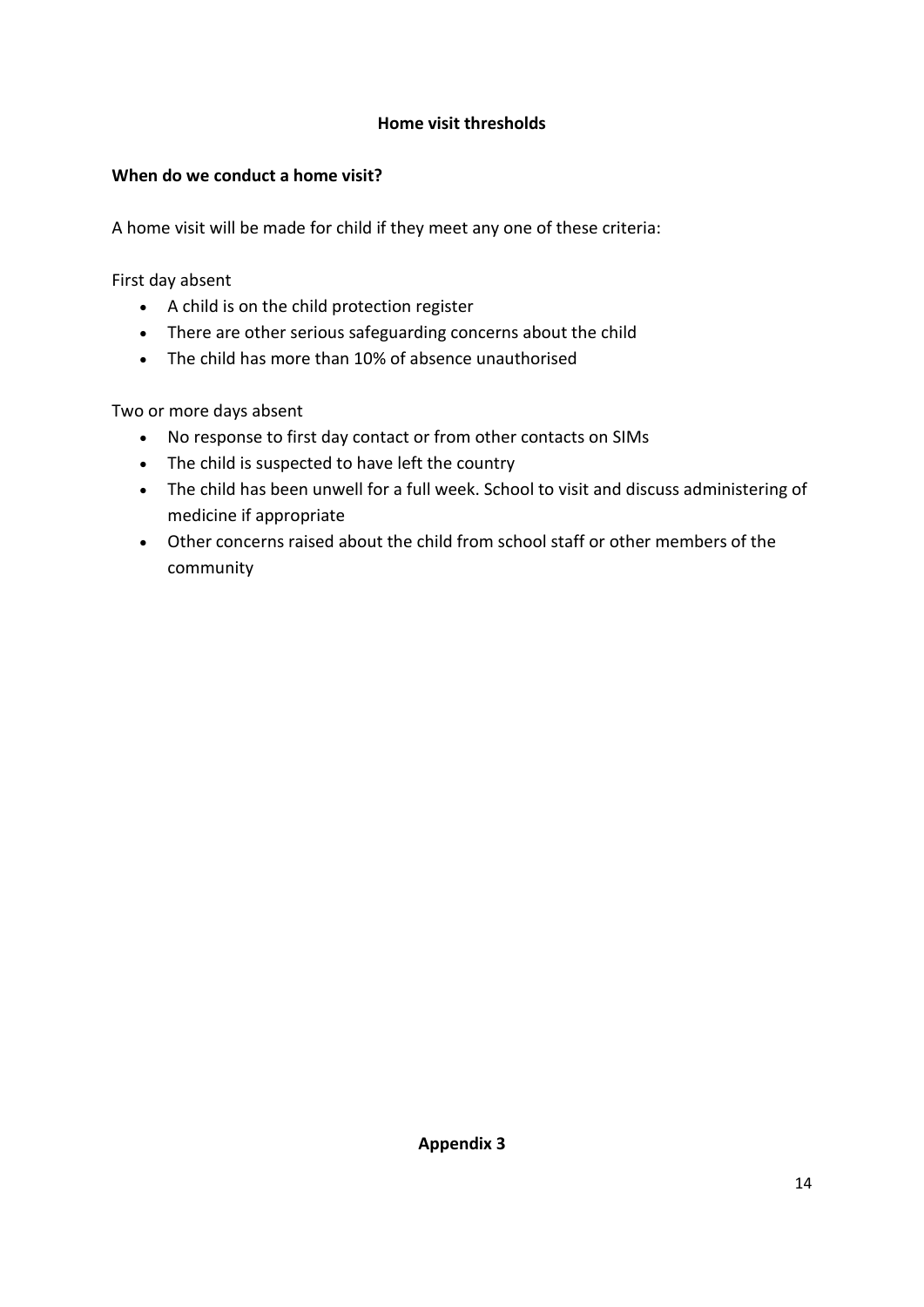## Home visit thresholds

**When do we conduct a home visit?**

A home visit will be made for child if they meet any one of these criteria:

First day absent

- A child is on the child protection register
- There are other serious safeguarding concerns about the child
- The child has more than 10% of absence unauthorised

Two or more days absent

- No response to first day contact or from other contacts on SIMs
- The child is suspected to have left the country
- The child has been unwell for a full week. School to visit and discuss administering of medicine if appropriate
- Other concerns raised about the child from school staff or other members of the community

**Appendix 3**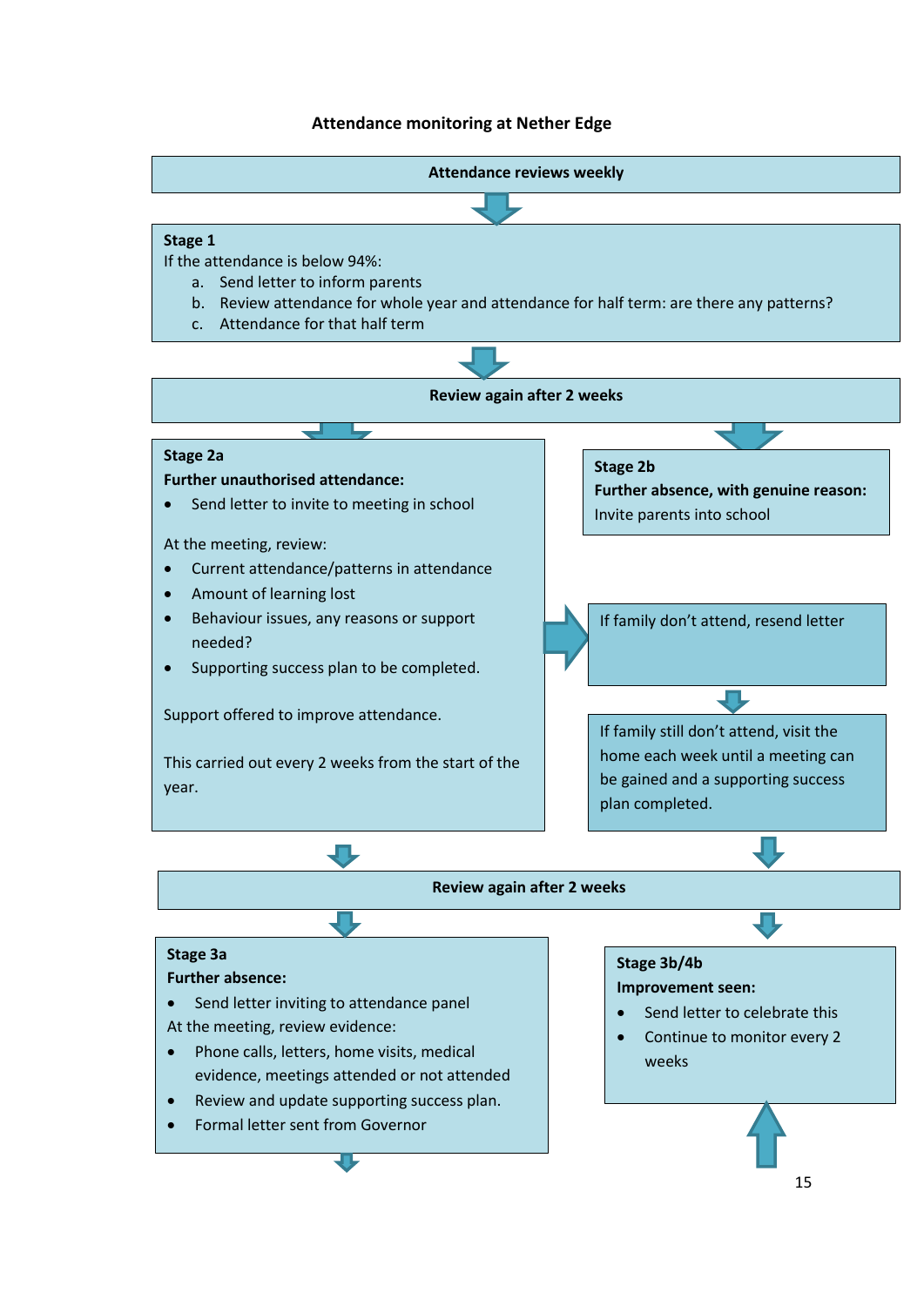# Attendance monitoring at Nether Edge

**Attendance reviews weekly**

**Stage 1**

If the attendance is below 94%:

a. Send letter to inform parents
b. Review attendance for whole year and attendance for half term: are there any patterns?
c. Attendance for that half term

**Review again after 2 weeks**

**Stage 2a**

**Further unauthorised attendance:**

- Send letter to invite to meeting in school

At the meeting, review:

- Current attendance/patterns in attendance
- Amount of learning lost
- Behaviour issues, any reasons or support needed?
- Supporting success plan to be completed.

Support offered to improve attendance.

This carried out every 2 weeks from the start of the year.

**Stage 2b**

**Further absence, with genuine reason:**

Invite parents into school

If family don't attend, resend letter

If family still don't attend, visit the home each week until a meeting can be gained and a supporting success plan completed.

**Review again after 2 weeks**

**Stage 3a**

**Further absence:**

- Send letter inviting to attendance panel

At the meeting, review evidence:

- Phone calls, letters, home visits, medical evidence, meetings attended or not attended
- Review and update supporting success plan.
- Formal letter sent from Governor

**Stage 3b/4b**

**Improvement seen:**

- Send letter to celebrate this
- Continue to monitor every 2 weeks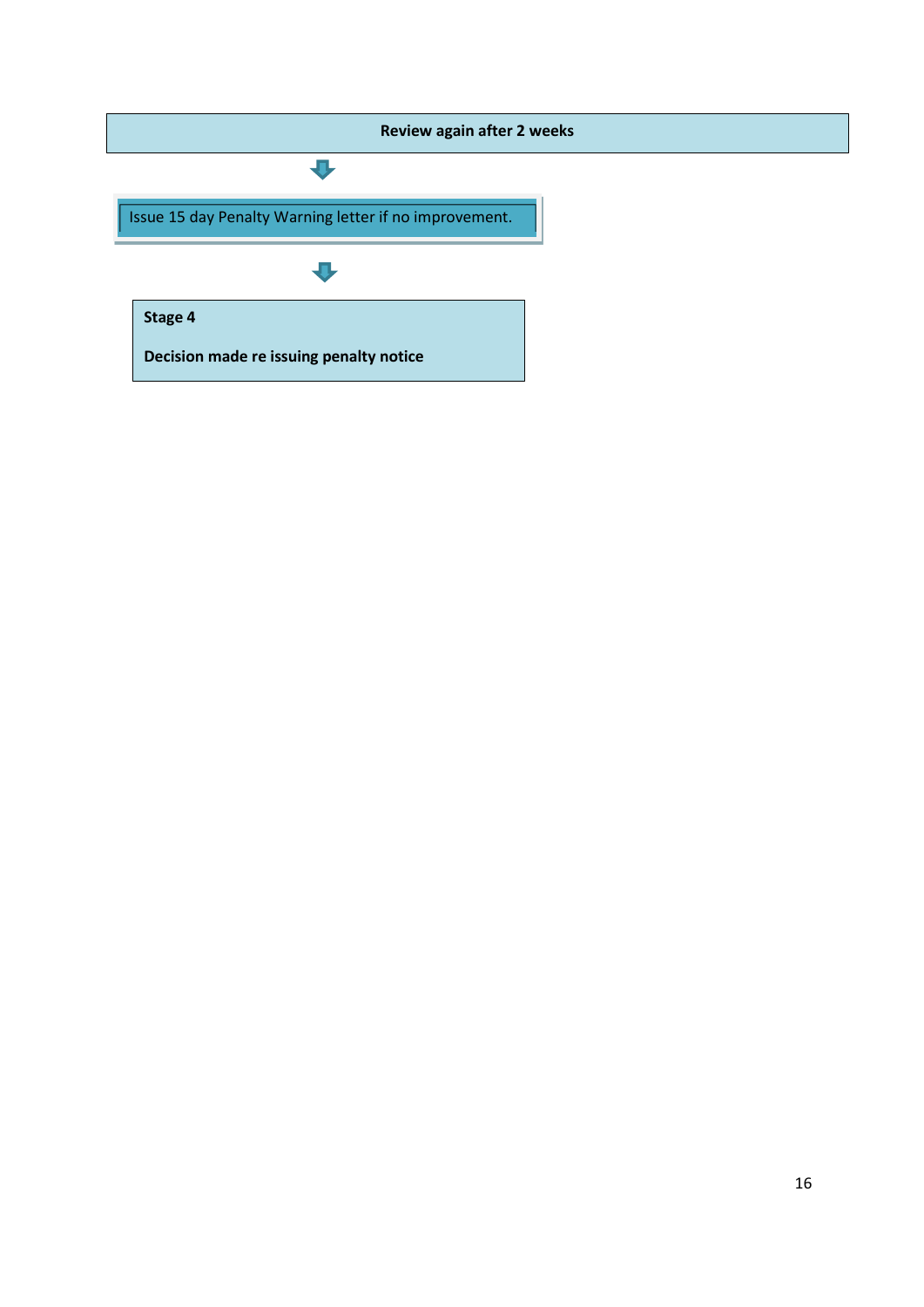**Review again after 2 weeks**

↓

Issue 15 day Penalty Warning letter if no improvement.

↓

**Stage 4**

**Decision made re issuing penalty notice**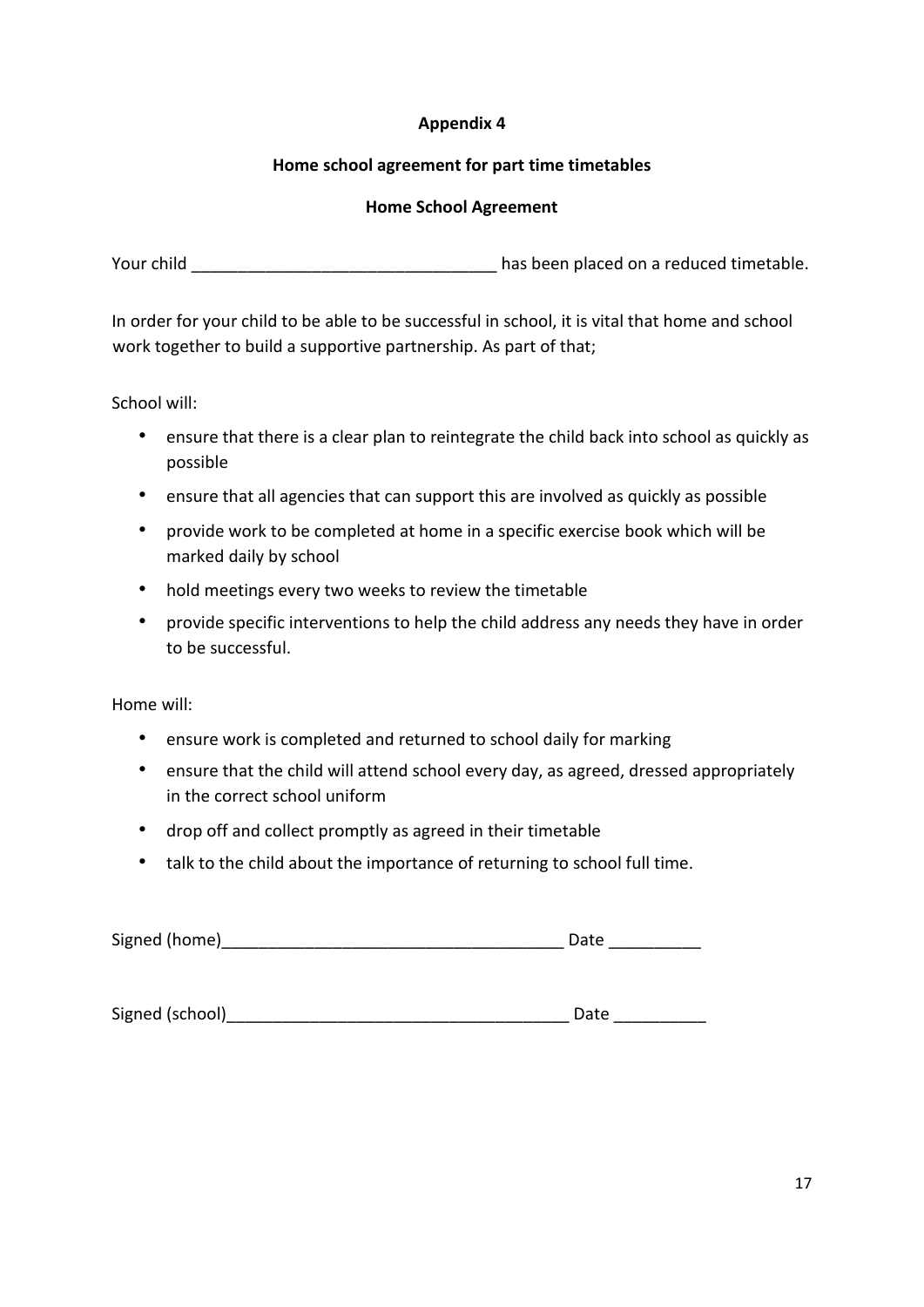**Appendix 4**

**Home school agreement for part time timetables**

**Home School Agreement**

Your child ________________________________ has been placed on a reduced timetable.

In order for your child to be able to be successful in school, it is vital that home and school work together to build a supportive partnership. As part of that;

School will:

- ensure that there is a clear plan to reintegrate the child back into school as quickly as possible
- ensure that all agencies that can support this are involved as quickly as possible
- provide work to be completed at home in a specific exercise book which will be marked daily by school
- hold meetings every two weeks to review the timetable
- provide specific interventions to help the child address any needs they have in order to be successful.

Home will:

- ensure work is completed and returned to school daily for marking
- ensure that the child will attend school every day, as agreed, dressed appropriately in the correct school uniform
- drop off and collect promptly as agreed in their timetable
- talk to the child about the importance of returning to school full time.

Signed (home)____________________________________ Date __________

Signed (school)____________________________________ Date __________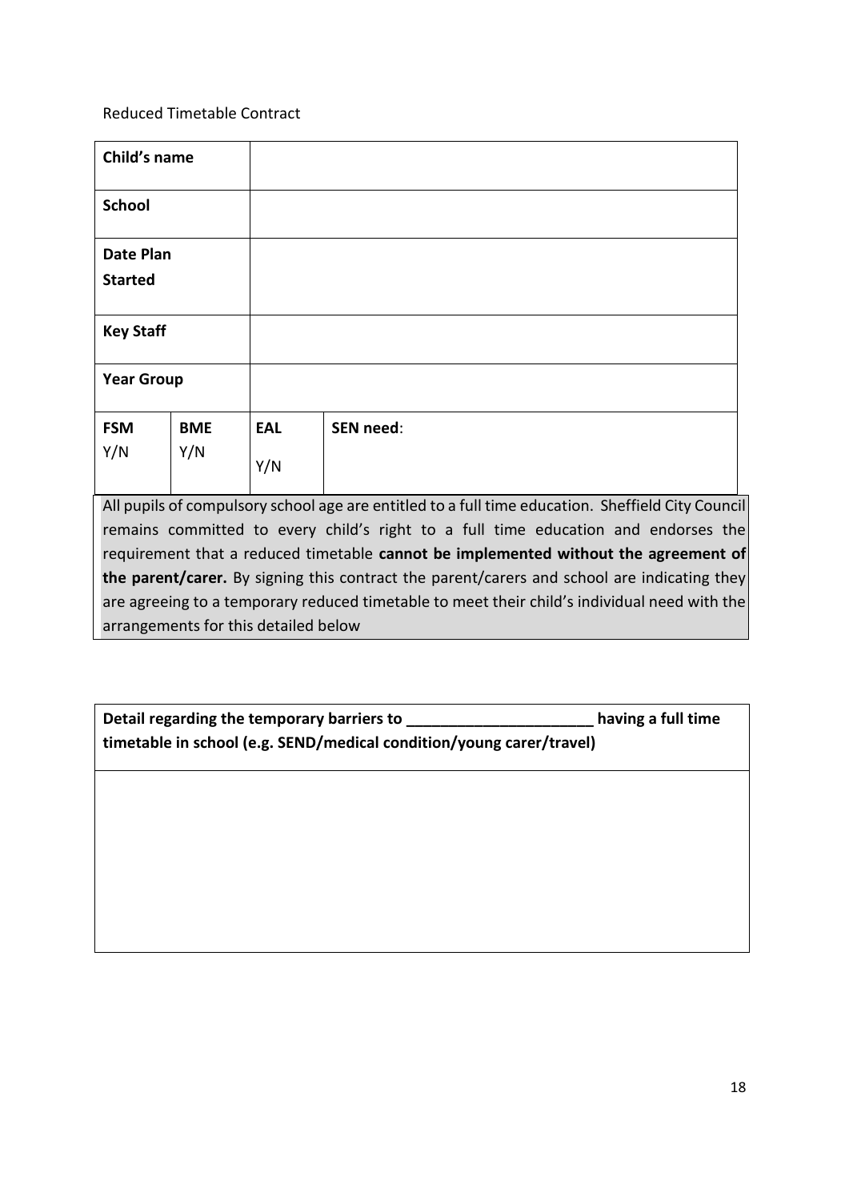Reduced Timetable Contract

| | | | |
|---|---|---|---|
| **Child's name** | | | |
| **School** | | | |
| **Date Plan Started** | | | |
| **Key Staff** | | | |
| **Year Group** | | | |
| **FSM** Y/N | **BME** Y/N | **EAL** Y/N | **SEN need**: |

All pupils of compulsory school age are entitled to a full time education. Sheffield City Council remains committed to every child's right to a full time education and endorses the requirement that a reduced timetable **cannot be implemented without the agreement of the parent/carer.** By signing this contract the parent/carers and school are indicating they are agreeing to a temporary reduced timetable to meet their child's individual need with the arrangements for this detailed below

| **Detail regarding the temporary barriers to ______________________ having a full time timetable in school (e.g. SEND/medical condition/young carer/travel)** |
|---|
| |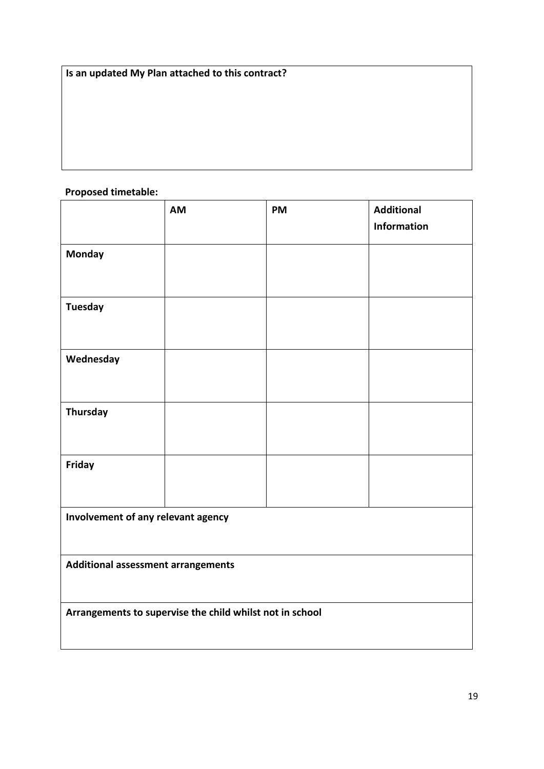| Is an updated My Plan attached to this contract? |
| --- |
| |

**Proposed timetable:**

| | AM | PM | Additional Information |
| --- | --- | --- | --- |
| **Monday** | | | |
| **Tuesday** | | | |
| **Wednesday** | | | |
| **Thursday** | | | |
| **Friday** | | | |
| **Involvement of any relevant agency** | | | |
| **Additional assessment arrangements** | | | |
| **Arrangements to supervise the child whilst not in school** | | | |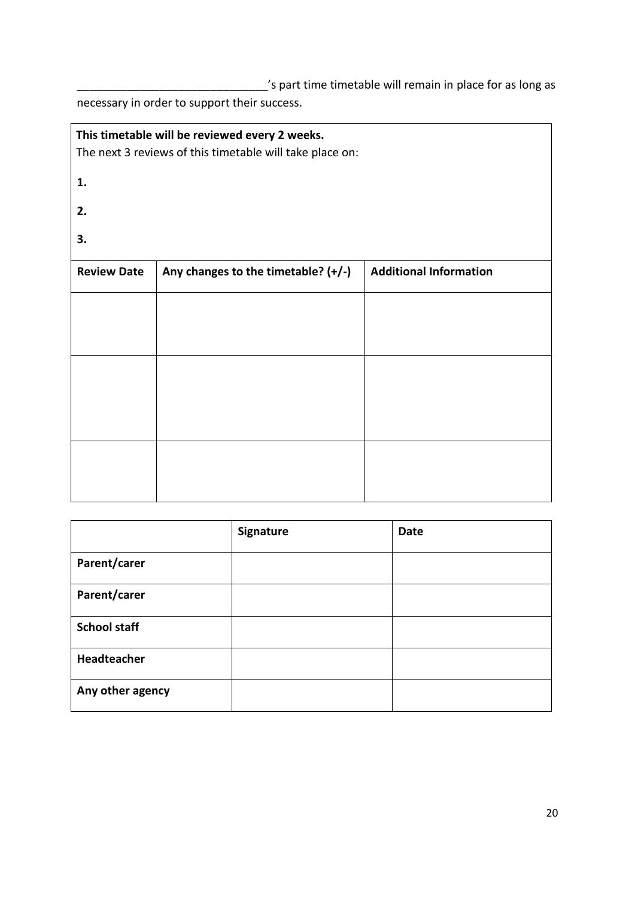______________________________'s part time timetable will remain in place for as long as necessary in order to support their success.

**This timetable will be reviewed every 2 weeks.**
The next 3 reviews of this timetable will take place on:

**1.**

**2.**

**3.**

| Review Date | Any changes to the timetable? (+/-) | Additional Information |
|---|---|---|
| | | |
| | | |
| | | |

| | Signature | Date |
|---|---|---|
| **Parent/carer** | | |
| **Parent/carer** | | |
| **School staff** | | |
| **Headteacher** | | |
| **Any other agency** | | |